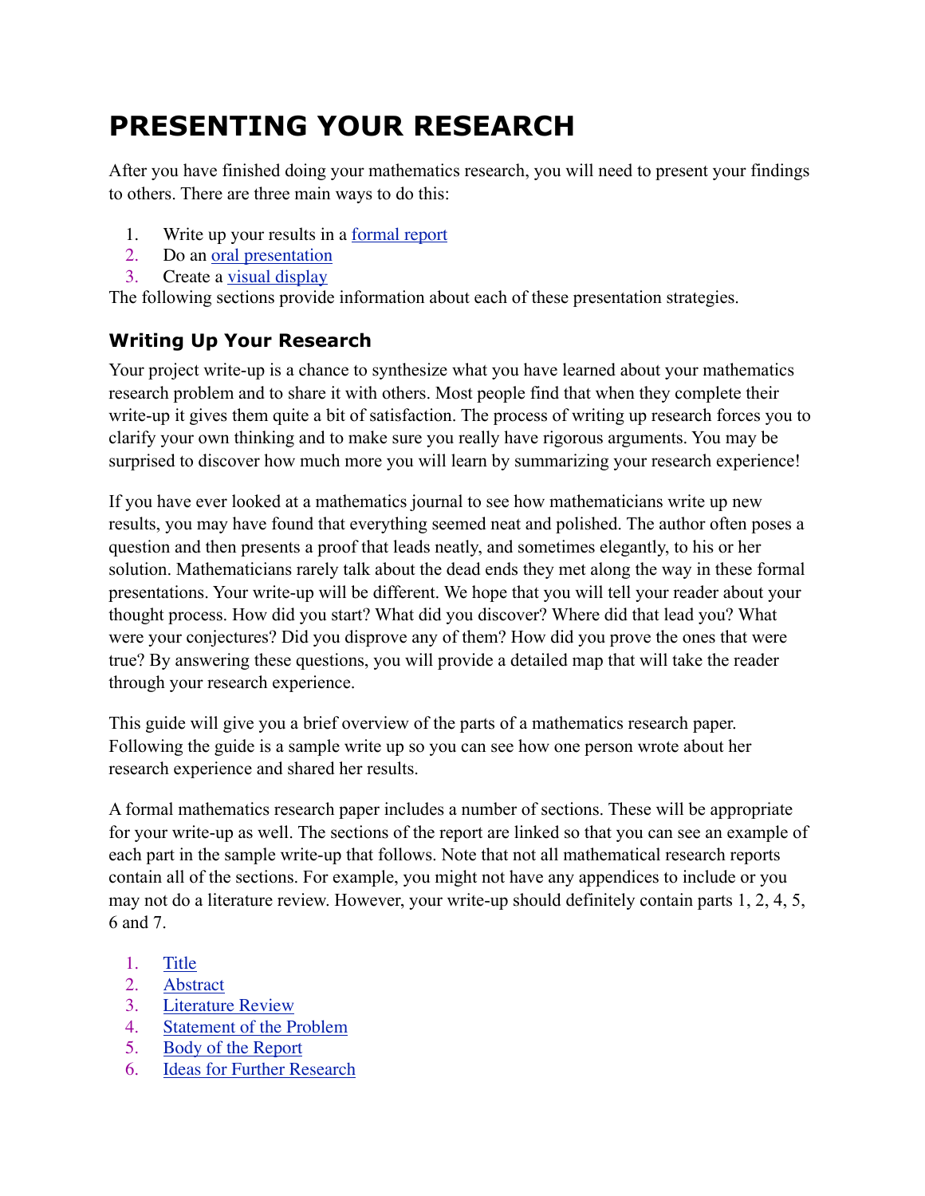# PRESENTING YOUR RESEARCH

After you have finished doing your mathematics research, you will need to present your findings to others. There are three main ways to do this:

1. Write up your results in a formal report
2. Do an oral presentation
3. Create a visual display

The following sections provide information about each of these presentation strategies.

## Writing Up Your Research

Your project write-up is a chance to synthesize what you have learned about your mathematics research problem and to share it with others. Most people find that when they complete their write-up it gives them quite a bit of satisfaction. The process of writing up research forces you to clarify your own thinking and to make sure you really have rigorous arguments. You may be surprised to discover how much more you will learn by summarizing your research experience!

If you have ever looked at a mathematics journal to see how mathematicians write up new results, you may have found that everything seemed neat and polished. The author often poses a question and then presents a proof that leads neatly, and sometimes elegantly, to his or her solution. Mathematicians rarely talk about the dead ends they met along the way in these formal presentations. Your write-up will be different. We hope that you will tell your reader about your thought process. How did you start? What did you discover? Where did that lead you? What were your conjectures? Did you disprove any of them? How did you prove the ones that were true? By answering these questions, you will provide a detailed map that will take the reader through your research experience.

This guide will give you a brief overview of the parts of a mathematics research paper. Following the guide is a sample write up so you can see how one person wrote about her research experience and shared her results.

A formal mathematics research paper includes a number of sections. These will be appropriate for your write-up as well. The sections of the report are linked so that you can see an example of each part in the sample write-up that follows. Note that not all mathematical research reports contain all of the sections. For example, you might not have any appendices to include or you may not do a literature review. However, your write-up should definitely contain parts 1, 2, 4, 5, 6 and 7.

1. Title
2. Abstract
3. Literature Review
4. Statement of the Problem
5. Body of the Report
6. Ideas for Further Research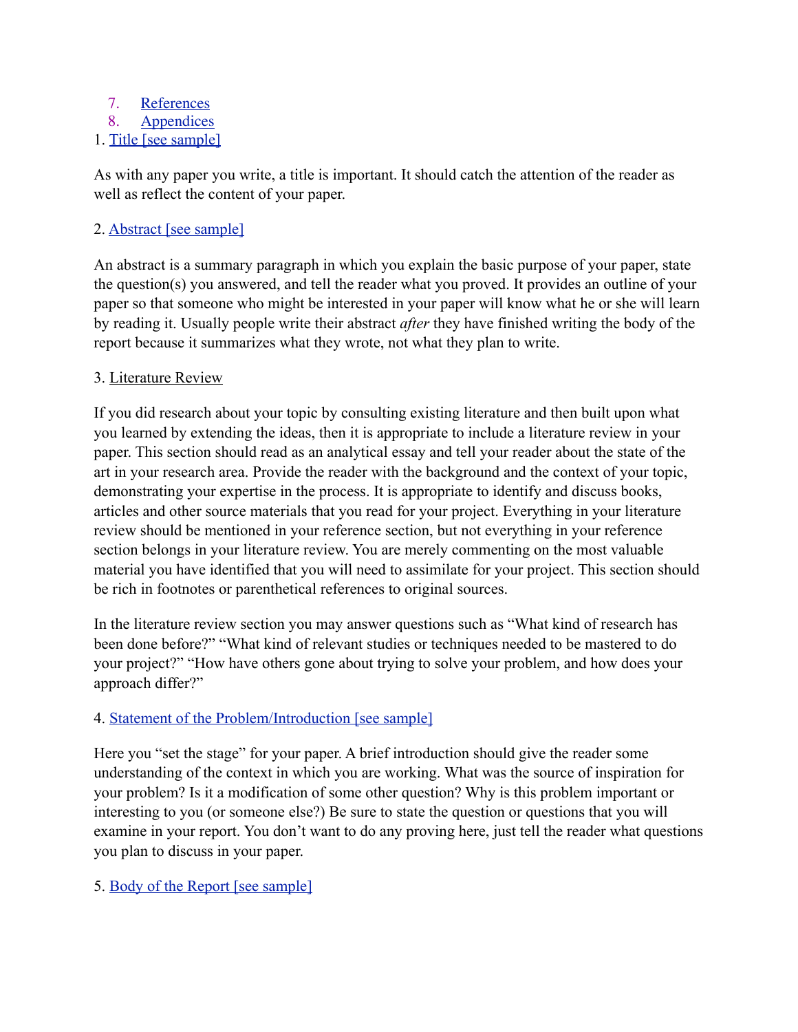7. References
8. Appendices

1. Title [see sample]

As with any paper you write, a title is important. It should catch the attention of the reader as well as reflect the content of your paper.

2. Abstract [see sample]

An abstract is a summary paragraph in which you explain the basic purpose of your paper, state the question(s) you answered, and tell the reader what you proved. It provides an outline of your paper so that someone who might be interested in your paper will know what he or she will learn by reading it. Usually people write their abstract *after* they have finished writing the body of the report because it summarizes what they wrote, not what they plan to write.

3. Literature Review

If you did research about your topic by consulting existing literature and then built upon what you learned by extending the ideas, then it is appropriate to include a literature review in your paper. This section should read as an analytical essay and tell your reader about the state of the art in your research area. Provide the reader with the background and the context of your topic, demonstrating your expertise in the process. It is appropriate to identify and discuss books, articles and other source materials that you read for your project. Everything in your literature review should be mentioned in your reference section, but not everything in your reference section belongs in your literature review. You are merely commenting on the most valuable material you have identified that you will need to assimilate for your project. This section should be rich in footnotes or parenthetical references to original sources.

In the literature review section you may answer questions such as "What kind of research has been done before?" "What kind of relevant studies or techniques needed to be mastered to do your project?" "How have others gone about trying to solve your problem, and how does your approach differ?"

4. Statement of the Problem/Introduction [see sample]

Here you "set the stage" for your paper. A brief introduction should give the reader some understanding of the context in which you are working. What was the source of inspiration for your problem? Is it a modification of some other question? Why is this problem important or interesting to you (or someone else?) Be sure to state the question or questions that you will examine in your report. You don't want to do any proving here, just tell the reader what questions you plan to discuss in your paper.

5. Body of the Report [see sample]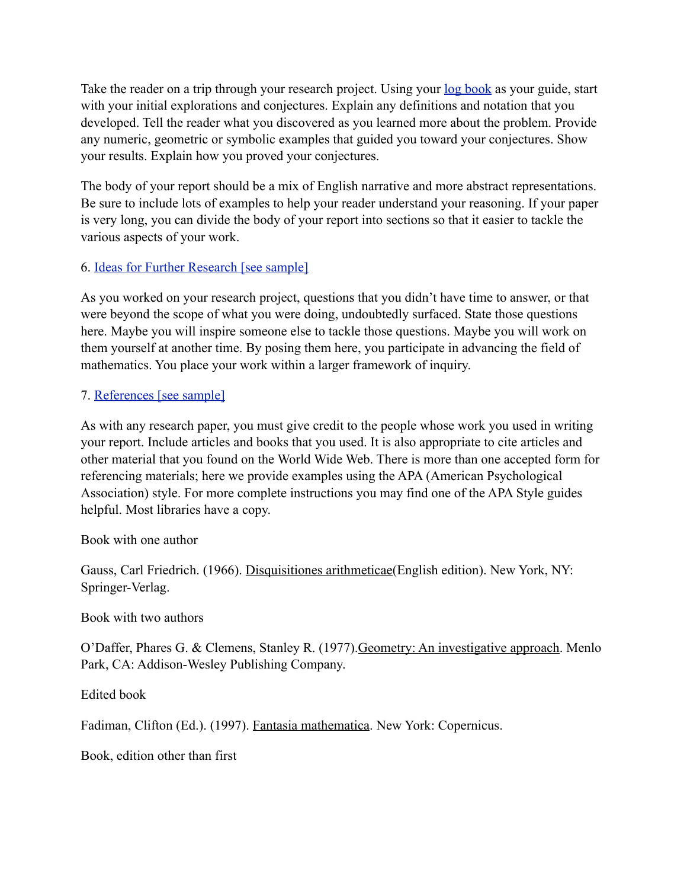Take the reader on a trip through your research project. Using your log book as your guide, start with your initial explorations and conjectures. Explain any definitions and notation that you developed. Tell the reader what you discovered as you learned more about the problem. Provide any numeric, geometric or symbolic examples that guided you toward your conjectures. Show your results. Explain how you proved your conjectures.

The body of your report should be a mix of English narrative and more abstract representations. Be sure to include lots of examples to help your reader understand your reasoning. If your paper is very long, you can divide the body of your report into sections so that it easier to tackle the various aspects of your work.

6. Ideas for Further Research [see sample]

As you worked on your research project, questions that you didn't have time to answer, or that were beyond the scope of what you were doing, undoubtedly surfaced. State those questions here. Maybe you will inspire someone else to tackle those questions. Maybe you will work on them yourself at another time. By posing them here, you participate in advancing the field of mathematics. You place your work within a larger framework of inquiry.

7. References [see sample]

As with any research paper, you must give credit to the people whose work you used in writing your report. Include articles and books that you used. It is also appropriate to cite articles and other material that you found on the World Wide Web. There is more than one accepted form for referencing materials; here we provide examples using the APA (American Psychological Association) style. For more complete instructions you may find one of the APA Style guides helpful. Most libraries have a copy.

Book with one author

Gauss, Carl Friedrich. (1966). Disquisitiones arithmeticae(English edition). New York, NY: Springer-Verlag.

Book with two authors

O'Daffer, Phares G. & Clemens, Stanley R. (1977).Geometry: An investigative approach. Menlo Park, CA: Addison-Wesley Publishing Company.

Edited book

Fadiman, Clifton (Ed.). (1997). Fantasia mathematica. New York: Copernicus.

Book, edition other than first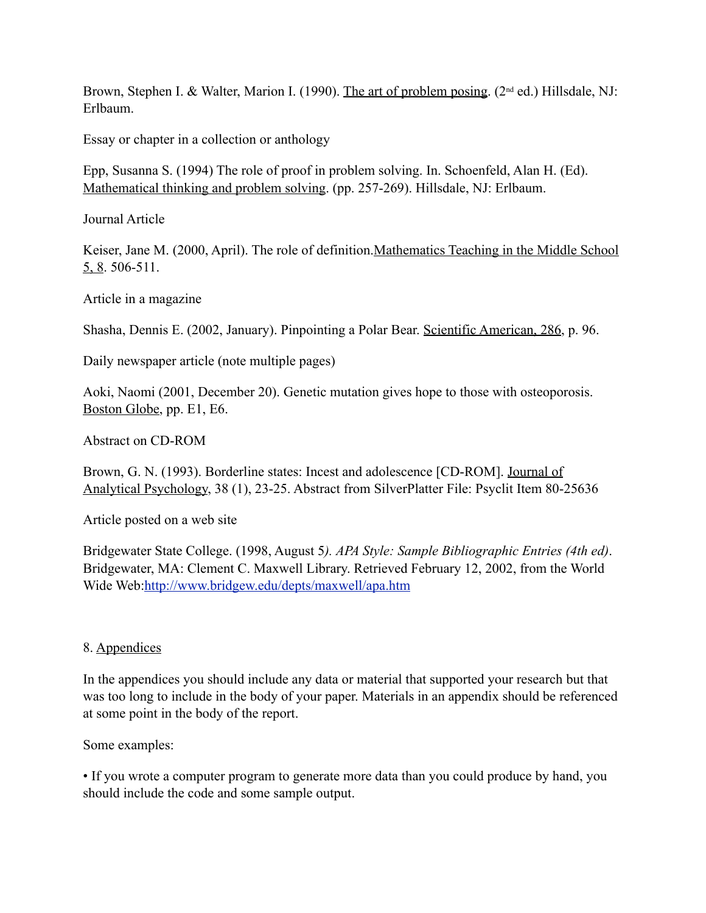Brown, Stephen I. & Walter, Marion I. (1990). The art of problem posing. (2nd ed.) Hillsdale, NJ: Erlbaum.

Essay or chapter in a collection or anthology

Epp, Susanna S. (1994) The role of proof in problem solving. In. Schoenfeld, Alan H. (Ed). Mathematical thinking and problem solving. (pp. 257-269). Hillsdale, NJ: Erlbaum.

Journal Article

Keiser, Jane M. (2000, April). The role of definition.Mathematics Teaching in the Middle School 5, 8. 506-511.

Article in a magazine

Shasha, Dennis E. (2002, January). Pinpointing a Polar Bear. Scientific American, 286, p. 96.

Daily newspaper article (note multiple pages)

Aoki, Naomi (2001, December 20). Genetic mutation gives hope to those with osteoporosis. Boston Globe, pp. E1, E6.

Abstract on CD-ROM

Brown, G. N. (1993). Borderline states: Incest and adolescence [CD-ROM]. Journal of Analytical Psychology, 38 (1), 23-25. Abstract from SilverPlatter File: Psyclit Item 80-25636

Article posted on a web site

Bridgewater State College. (1998, August 5*). APA Style: Sample Bibliographic Entries (4th ed)*. Bridgewater, MA: Clement C. Maxwell Library. Retrieved February 12, 2002, from the World Wide Web:http://www.bridgew.edu/depts/maxwell/apa.htm

8. Appendices

In the appendices you should include any data or material that supported your research but that was too long to include in the body of your paper. Materials in an appendix should be referenced at some point in the body of the report.

Some examples:

• If you wrote a computer program to generate more data than you could produce by hand, you should include the code and some sample output.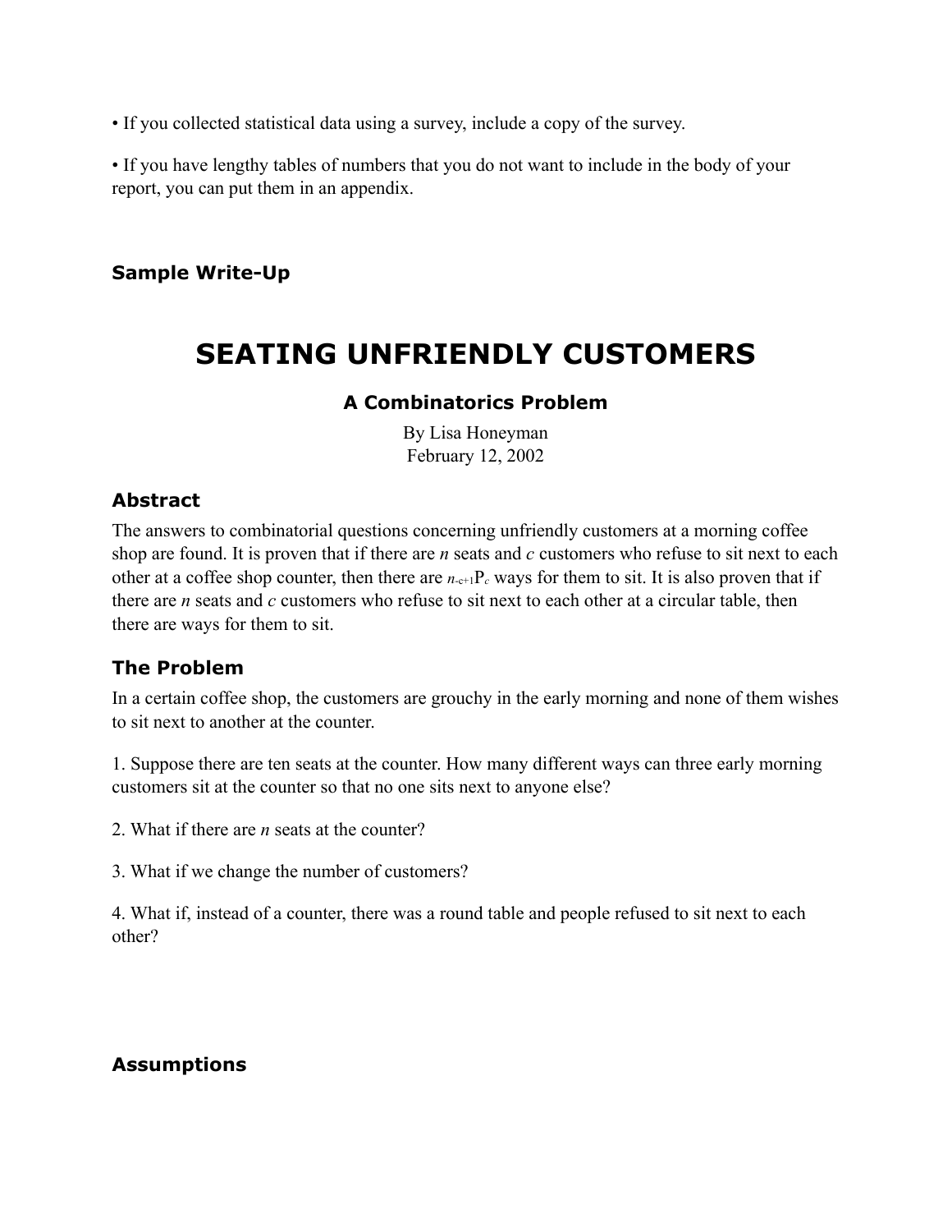• If you collected statistical data using a survey, include a copy of the survey.

• If you have lengthy tables of numbers that you do not want to include in the body of your report, you can put them in an appendix.

### Sample Write-Up

# SEATING UNFRIENDLY CUSTOMERS

### A Combinatorics Problem

By Lisa Honeyman
February 12, 2002

### Abstract

The answers to combinatorial questions concerning unfriendly customers at a morning coffee shop are found. It is proven that if there are $n$ seats and $c$ customers who refuse to sit next to each other at a coffee shop counter, then there are ${}_{n-c+1}P_c$ ways for them to sit. It is also proven that if there are $n$ seats and $c$ customers who refuse to sit next to each other at a circular table, then there are ways for them to sit.

### The Problem

In a certain coffee shop, the customers are grouchy in the early morning and none of them wishes to sit next to another at the counter.

1. Suppose there are ten seats at the counter. How many different ways can three early morning customers sit at the counter so that no one sits next to anyone else?

2. What if there are $n$ seats at the counter?

3. What if we change the number of customers?

4. What if, instead of a counter, there was a round table and people refused to sit next to each other?

### Assumptions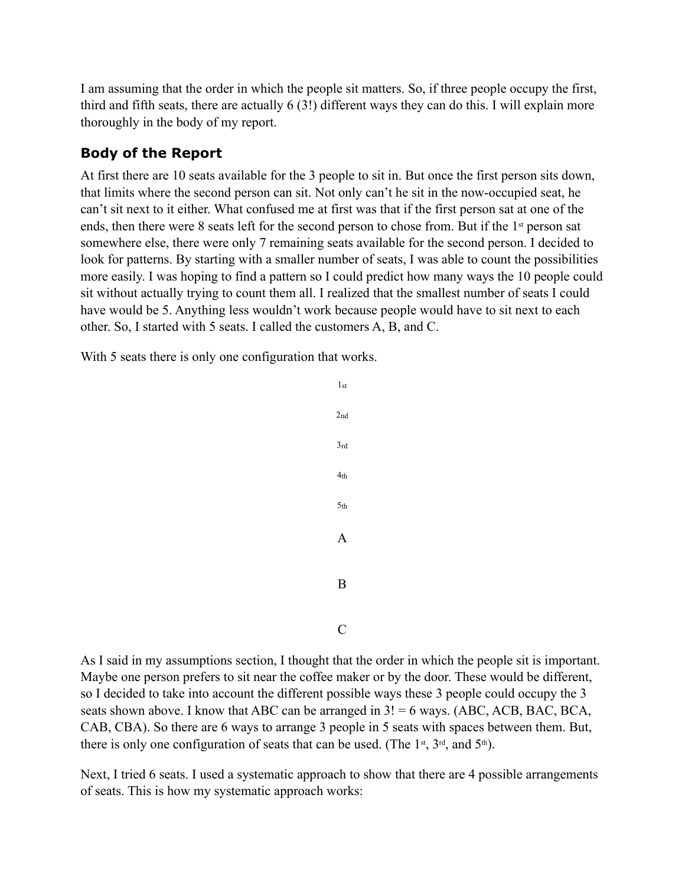I am assuming that the order in which the people sit matters. So, if three people occupy the first, third and fifth seats, there are actually 6 (3!) different ways they can do this. I will explain more thoroughly in the body of my report.

### Body of the Report

At first there are 10 seats available for the 3 people to sit in. But once the first person sits down, that limits where the second person can sit. Not only can't he sit in the now-occupied seat, he can't sit next to it either. What confused me at first was that if the first person sat at one of the ends, then there were 8 seats left for the second person to chose from. But if the 1st person sat somewhere else, there were only 7 remaining seats available for the second person. I decided to look for patterns. By starting with a smaller number of seats, I was able to count the possibilities more easily. I was hoping to find a pattern so I could predict how many ways the 10 people could sit without actually trying to count them all. I realized that the smallest number of seats I could have would be 5. Anything less wouldn't work because people would have to sit next to each other. So, I started with 5 seats. I called the customers A, B, and C.

With 5 seats there is only one configuration that works.

1st

2nd

3rd

4th

5th

A

B

C

As I said in my assumptions section, I thought that the order in which the people sit is important. Maybe one person prefers to sit near the coffee maker or by the door. These would be different, so I decided to take into account the different possible ways these 3 people could occupy the 3 seats shown above. I know that ABC can be arranged in 3! = 6 ways. (ABC, ACB, BAC, BCA, CAB, CBA). So there are 6 ways to arrange 3 people in 5 seats with spaces between them. But, there is only one configuration of seats that can be used. (The 1st, 3rd, and 5th).

Next, I tried 6 seats. I used a systematic approach to show that there are 4 possible arrangements of seats. This is how my systematic approach works: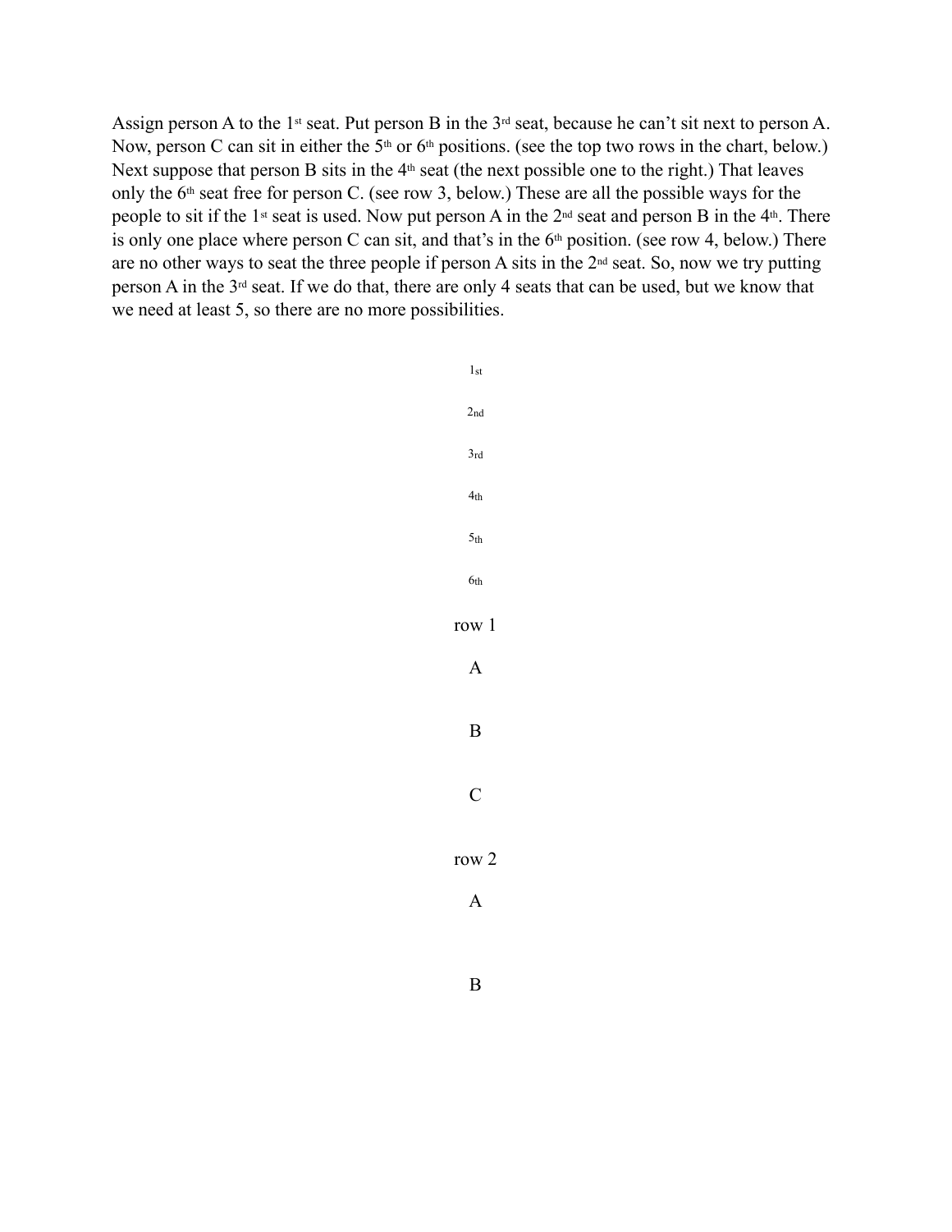Assign person A to the 1st seat. Put person B in the 3rd seat, because he can't sit next to person A. Now, person C can sit in either the 5th or 6th positions. (see the top two rows in the chart, below.) Next suppose that person B sits in the 4th seat (the next possible one to the right.) That leaves only the 6th seat free for person C. (see row 3, below.) These are all the possible ways for the people to sit if the 1st seat is used. Now put person A in the 2nd seat and person B in the 4th. There is only one place where person C can sit, and that's in the 6th position. (see row 4, below.) There are no other ways to seat the three people if person A sits in the 2nd seat. So, now we try putting person A in the 3rd seat. If we do that, there are only 4 seats that can be used, but we know that we need at least 5, so there are no more possibilities.

1st

2nd

3rd

4th

5th

6th

row 1

A

B

C

row 2

A

B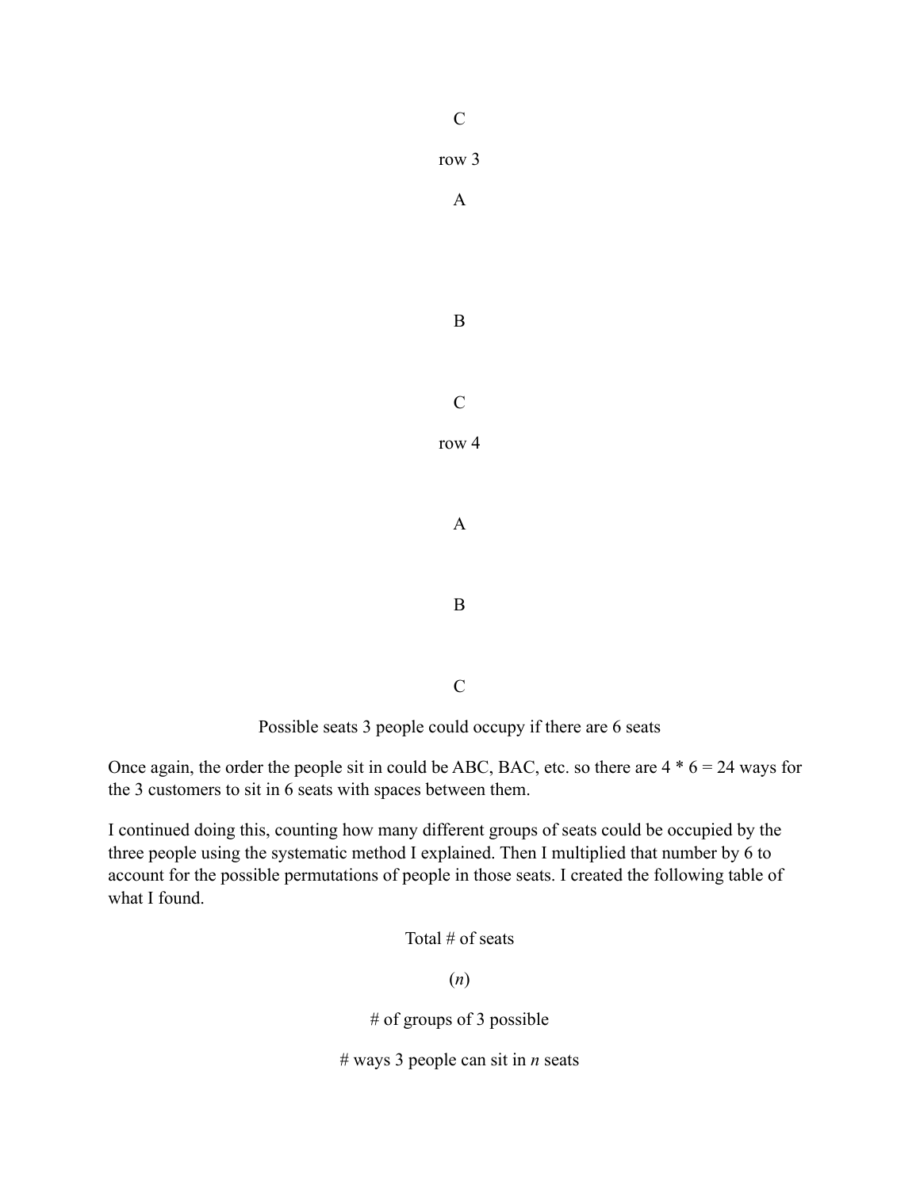C

row 3

A

B

C

row 4

A

B

C

Possible seats 3 people could occupy if there are 6 seats

Once again, the order the people sit in could be ABC, BAC, etc. so there are 4 * 6 = 24 ways for the 3 customers to sit in 6 seats with spaces between them.

I continued doing this, counting how many different groups of seats could be occupied by the three people using the systematic method I explained. Then I multiplied that number by 6 to account for the possible permutations of people in those seats. I created the following table of what I found.

Total # of seats

($n$)

# of groups of 3 possible

# ways 3 people can sit in $n$ seats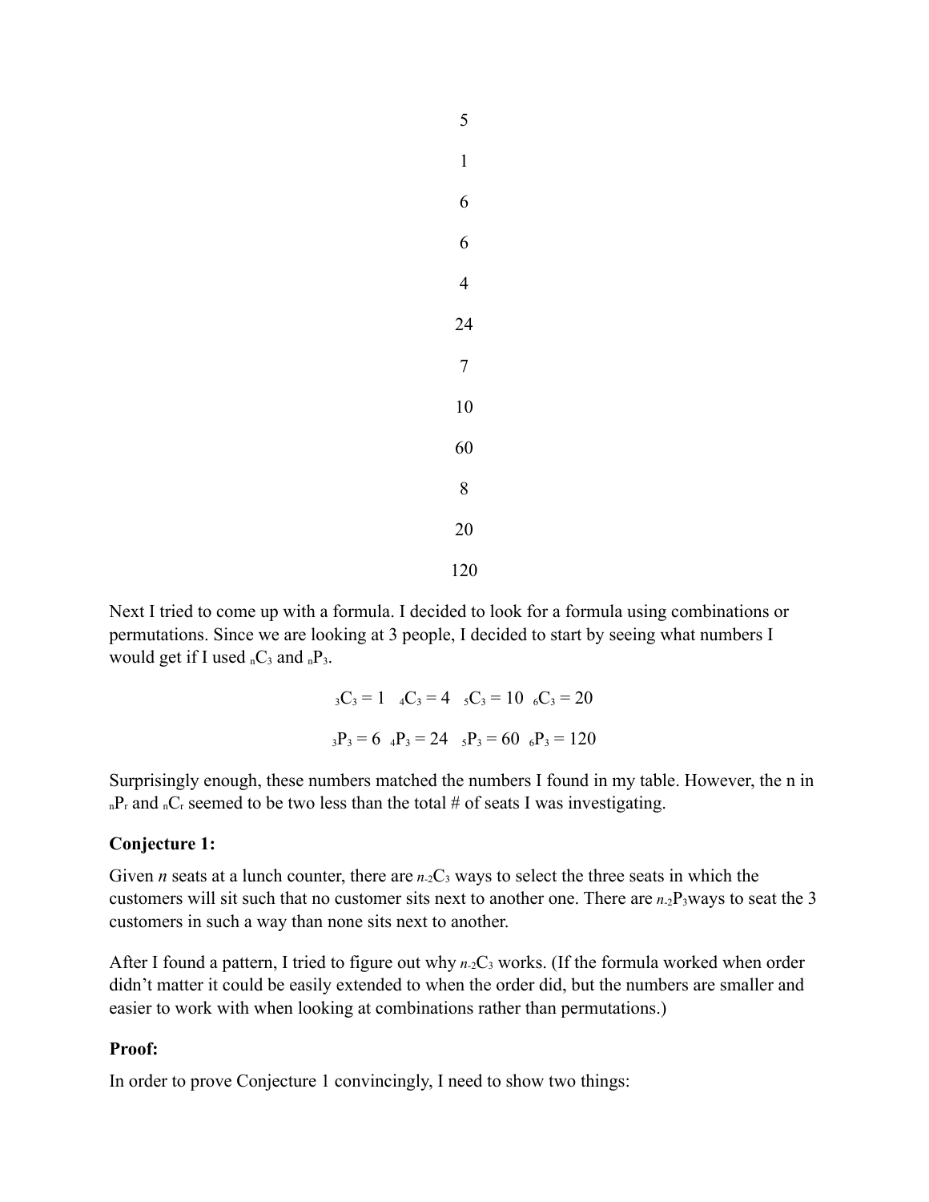5

1

6

6

4

24

7

10

60

8

20

120

Next I tried to come up with a formula. I decided to look for a formula using combinations or permutations. Since we are looking at 3 people, I decided to start by seeing what numbers I would get if I used ${}_{n}C_{3}$ and ${}_{n}P_{3}$.

$${}_{3}C_{3} = 1 \quad {}_{4}C_{3} = 4 \quad {}_{5}C_{3} = 10 \quad {}_{6}C_{3} = 20$$

$${}_{3}P_{3} = 6 \quad {}_{4}P_{3} = 24 \quad {}_{5}P_{3} = 60 \quad {}_{6}P_{3} = 120$$

Surprisingly enough, these numbers matched the numbers I found in my table. However, the n in ${}_{n}P_{r}$ and ${}_{n}C_{r}$ seemed to be two less than the total # of seats I was investigating.

**Conjecture 1:**

Given *n* seats at a lunch counter, there are ${}_{n-2}C_{3}$ ways to select the three seats in which the customers will sit such that no customer sits next to another one. There are ${}_{n-2}P_{3}$ways to seat the 3 customers in such a way than none sits next to another.

After I found a pattern, I tried to figure out why ${}_{n-2}C_{3}$ works. (If the formula worked when order didn't matter it could be easily extended to when the order did, but the numbers are smaller and easier to work with when looking at combinations rather than permutations.)

**Proof:**

In order to prove Conjecture 1 convincingly, I need to show two things: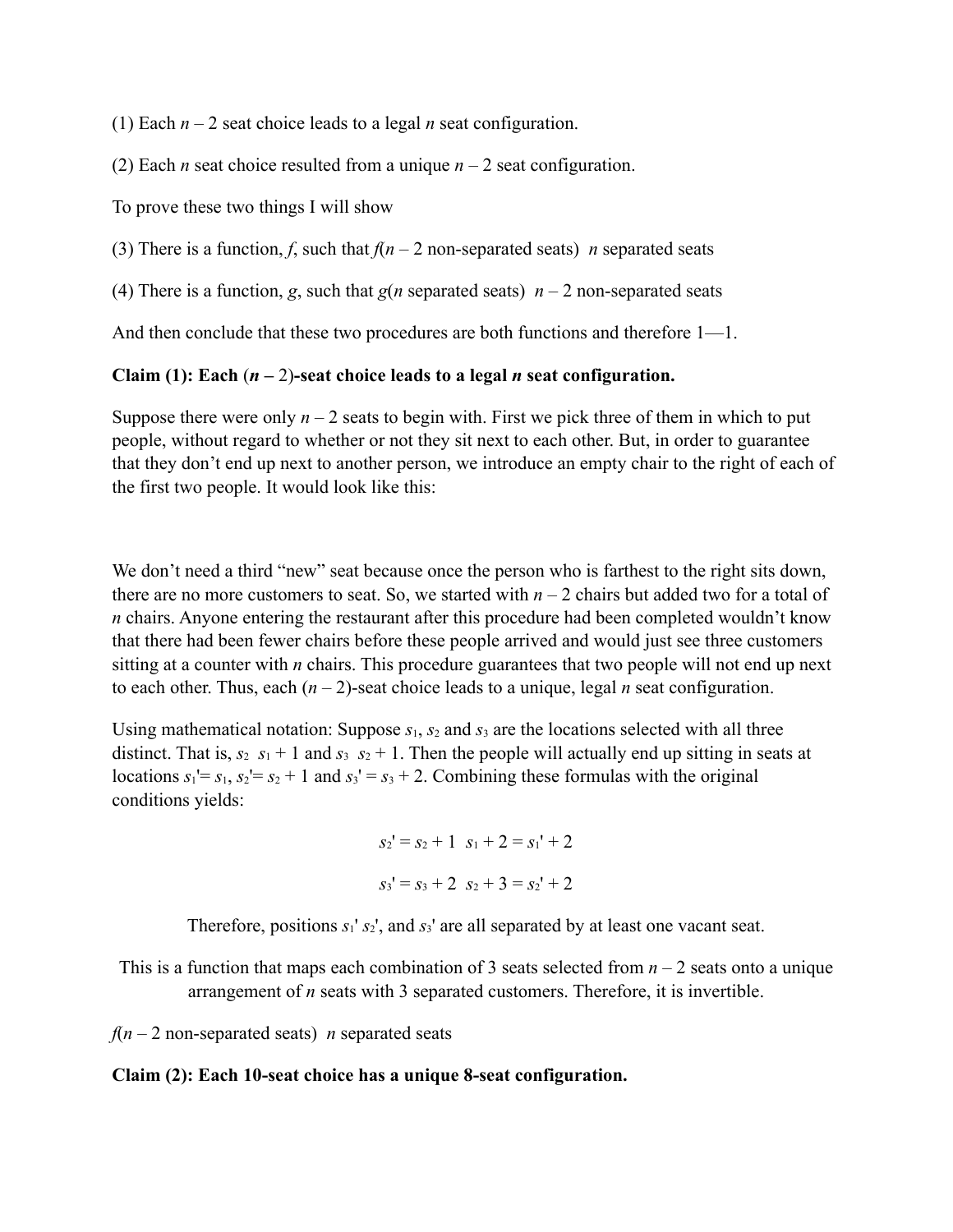(1) Each $n - 2$ seat choice leads to a legal $n$ seat configuration.

(2) Each $n$ seat choice resulted from a unique $n - 2$ seat configuration.

To prove these two things I will show

(3) There is a function, $f$, such that $f(n - 2$ non-separated seats$)$  $n$ separated seats

(4) There is a function, $g$, such that $g(n$ separated seats$)$  $n - 2$ non-separated seats

And then conclude that these two procedures are both functions and therefore 1—1.

**Claim (1): Each ($n$ – 2)-seat choice leads to a legal $n$ seat configuration.**

Suppose there were only $n - 2$ seats to begin with. First we pick three of them in which to put people, without regard to whether or not they sit next to each other. But, in order to guarantee that they don't end up next to another person, we introduce an empty chair to the right of each of the first two people. It would look like this:

We don't need a third "new" seat because once the person who is farthest to the right sits down, there are no more customers to seat. So, we started with $n - 2$ chairs but added two for a total of $n$ chairs. Anyone entering the restaurant after this procedure had been completed wouldn't know that there had been fewer chairs before these people arrived and would just see three customers sitting at a counter with $n$ chairs. This procedure guarantees that two people will not end up next to each other. Thus, each ($n - 2$)-seat choice leads to a unique, legal $n$ seat configuration.

Using mathematical notation: Suppose $s_1$, $s_2$ and $s_3$ are the locations selected with all three distinct. That is, $s_2$  $s_1 + 1$ and $s_3$  $s_2 + 1$. Then the people will actually end up sitting in seats at locations $s_1' = s_1$, $s_2' = s_2 + 1$ and $s_3' = s_3 + 2$. Combining these formulas with the original conditions yields:

$$s_2' = s_2 + 1 \;\; s_1 + 2 = s_1' + 2$$

$$s_3' = s_3 + 2 \;\; s_2 + 3 = s_2' + 2$$

Therefore, positions $s_1'$ $s_2'$, and $s_3'$ are all separated by at least one vacant seat.

This is a function that maps each combination of 3 seats selected from $n - 2$ seats onto a unique arrangement of $n$ seats with 3 separated customers. Therefore, it is invertible.

$f(n - 2$ non-separated seats$)$  $n$ separated seats

**Claim (2): Each 10-seat choice has a unique 8-seat configuration.**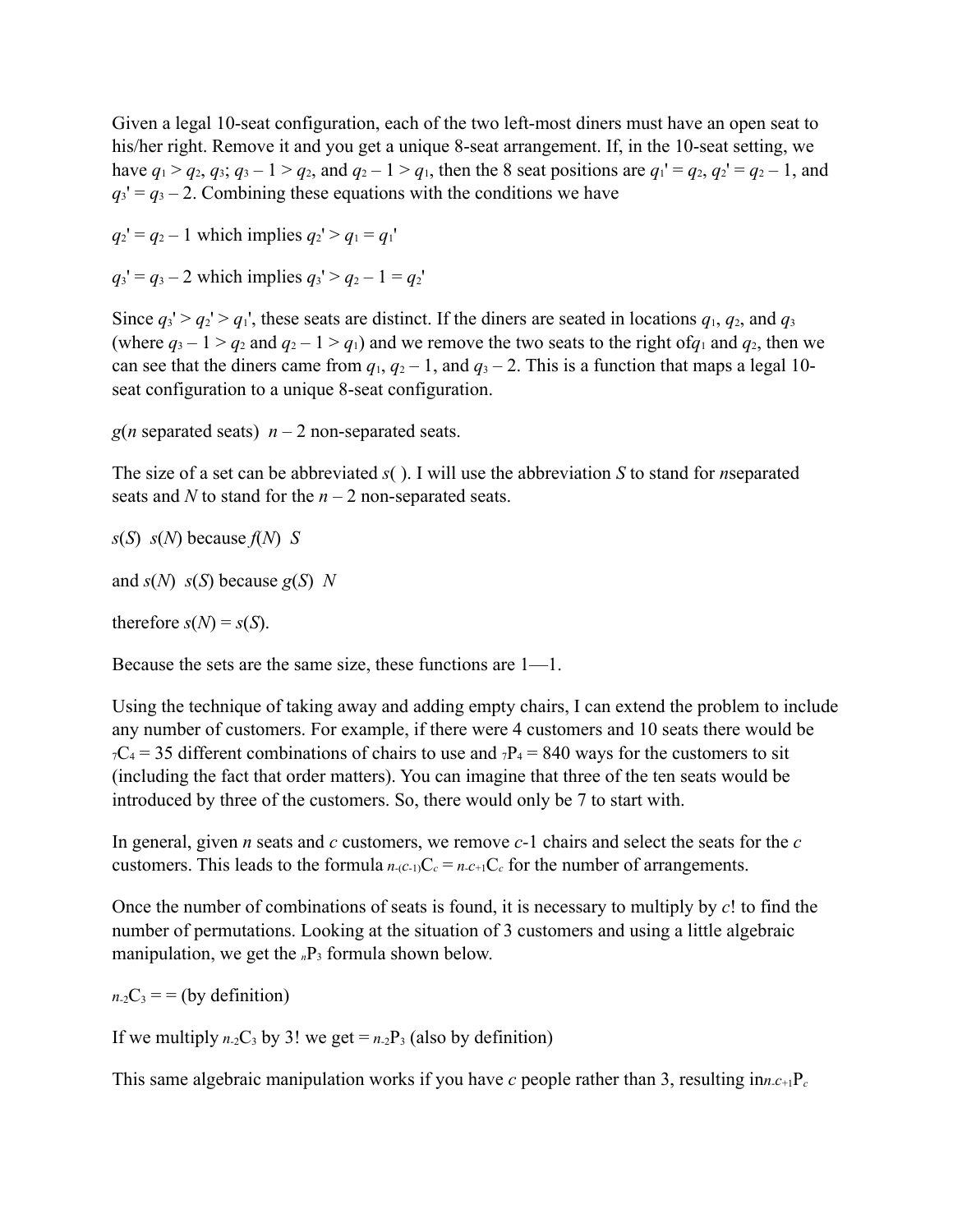Given a legal 10-seat configuration, each of the two left-most diners must have an open seat to his/her right. Remove it and you get a unique 8-seat arrangement. If, in the 10-seat setting, we have $q_1 > q_2, q_3$; $q_3 - 1 > q_2$, and $q_2 - 1 > q_1$, then the 8 seat positions are $q_1' = q_2$, $q_2' = q_2 - 1$, and $q_3' = q_3 - 2$. Combining these equations with the conditions we have

$q_2' = q_2 - 1$ which implies $q_2' > q_1 = q_1'$

$q_3' = q_3 - 2$ which implies $q_3' > q_2 - 1 = q_2'$

Since $q_3' > q_2' > q_1'$, these seats are distinct. If the diners are seated in locations $q_1$, $q_2$, and $q_3$ (where $q_3 - 1 > q_2$ and $q_2 - 1 > q_1$) and we remove the two seats to the right of$q_1$ and $q_2$, then we can see that the diners came from $q_1$, $q_2 - 1$, and $q_3 - 2$. This is a function that maps a legal 10-seat configuration to a unique 8-seat configuration.

$g$($n$ separated seats) $n - 2$ non-separated seats.

The size of a set can be abbreviated $s(\ )$. I will use the abbreviation $S$ to stand for $n$separated seats and $N$ to stand for the $n - 2$ non-separated seats.

$s(S)$ $s(N)$ because $f(N)$ $S$

and $s(N)$ $s(S)$ because $g(S)$ $N$

therefore $s(N) = s(S)$.

Because the sets are the same size, these functions are 1—1.

Using the technique of taking away and adding empty chairs, I can extend the problem to include any number of customers. For example, if there were 4 customers and 10 seats there would be ${}_7C_4 = 35$ different combinations of chairs to use and ${}_7P_4 = 840$ ways for the customers to sit (including the fact that order matters). You can imagine that three of the ten seats would be introduced by three of the customers. So, there would only be 7 to start with.

In general, given $n$ seats and $c$ customers, we remove $c$-1 chairs and select the seats for the $c$ customers. This leads to the formula ${}_{n-(c-1)}C_c = {}_{n-c+1}C_c$ for the number of arrangements.

Once the number of combinations of seats is found, it is necessary to multiply by $c$! to find the number of permutations. Looking at the situation of 3 customers and using a little algebraic manipulation, we get the ${}_nP_3$ formula shown below.

${}_{n-2}C_3$ = = (by definition)

If we multiply ${}_{n-2}C_3$ by 3! we get = ${}_{n-2}P_3$ (also by definition)

This same algebraic manipulation works if you have $c$ people rather than 3, resulting in${}_{n-c+1}P_c$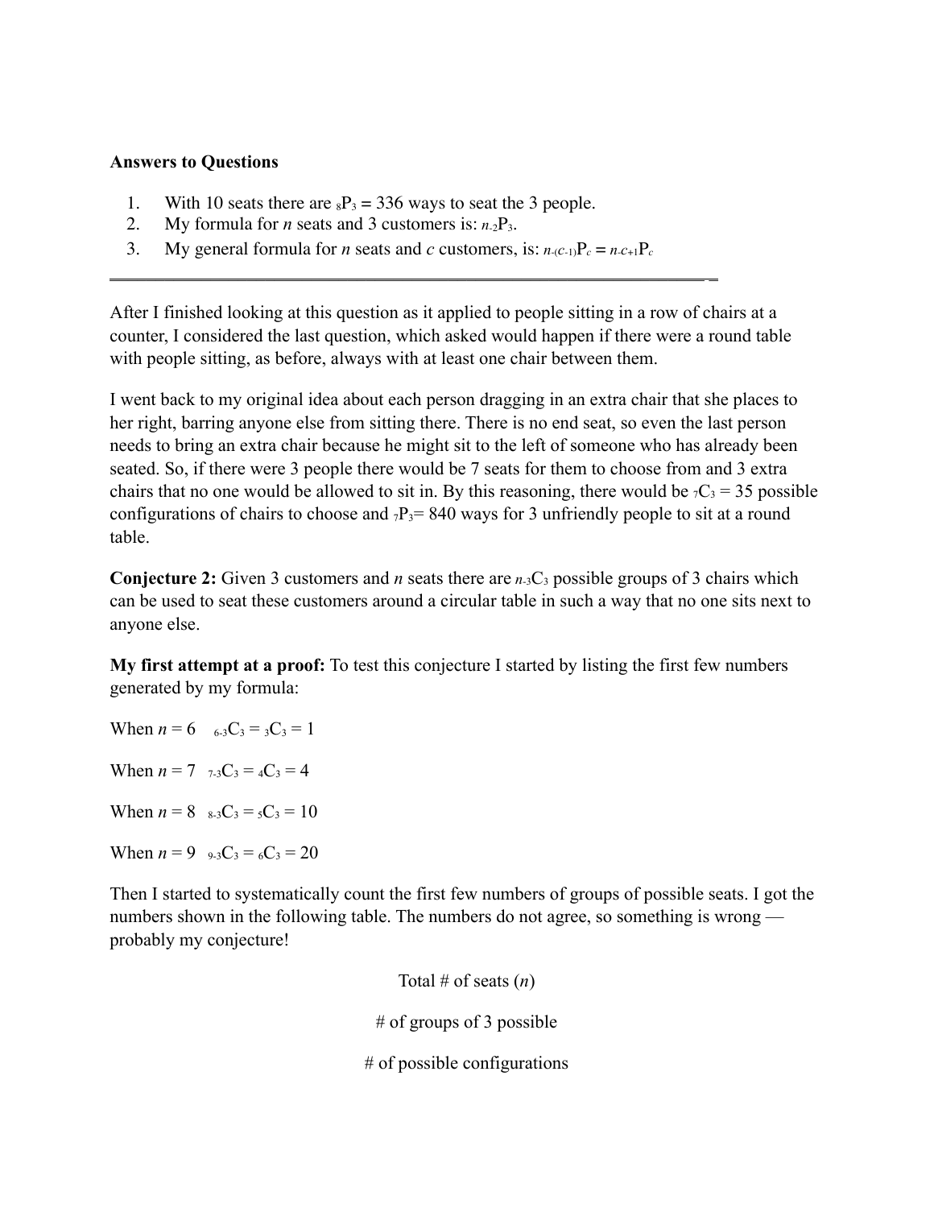**Answers to Questions**

1. With 10 seats there are ${}_8P_3$ = 336 ways to seat the 3 people.
2. My formula for *n* seats and 3 customers is: ${}_{n\text{-}2}P_3$.
3. My general formula for *n* seats and *c* customers, is: ${}_{n\text{-}(c\text{-}1)}P_c = {}_{n\text{-}c+1}P_c$

---

After I finished looking at this question as it applied to people sitting in a row of chairs at a counter, I considered the last question, which asked would happen if there were a round table with people sitting, as before, always with at least one chair between them.

I went back to my original idea about each person dragging in an extra chair that she places to her right, barring anyone else from sitting there. There is no end seat, so even the last person needs to bring an extra chair because he might sit to the left of someone who has already been seated. So, if there were 3 people there would be 7 seats for them to choose from and 3 extra chairs that no one would be allowed to sit in. By this reasoning, there would be ${}_7C_3$ = 35 possible configurations of chairs to choose and ${}_7P_3$= 840 ways for 3 unfriendly people to sit at a round table.

**Conjecture 2:** Given 3 customers and *n* seats there are ${}_{n\text{-}3}C_3$ possible groups of 3 chairs which can be used to seat these customers around a circular table in such a way that no one sits next to anyone else.

**My first attempt at a proof:** To test this conjecture I started by listing the first few numbers generated by my formula:

When *n* = 6 $\quad {}_{6\text{-}3}C_3 = {}_3C_3 = 1$

When *n* = 7 $\quad {}_{7\text{-}3}C_3 = {}_4C_3 = 4$

When *n* = 8 $\quad {}_{8\text{-}3}C_3 = {}_5C_3 = 10$

When *n* = 9 $\quad {}_{9\text{-}3}C_3 = {}_6C_3 = 20$

Then I started to systematically count the first few numbers of groups of possible seats. I got the numbers shown in the following table. The numbers do not agree, so something is wrong — probably my conjecture!

Total # of seats (*n*)

# of groups of 3 possible

# of possible configurations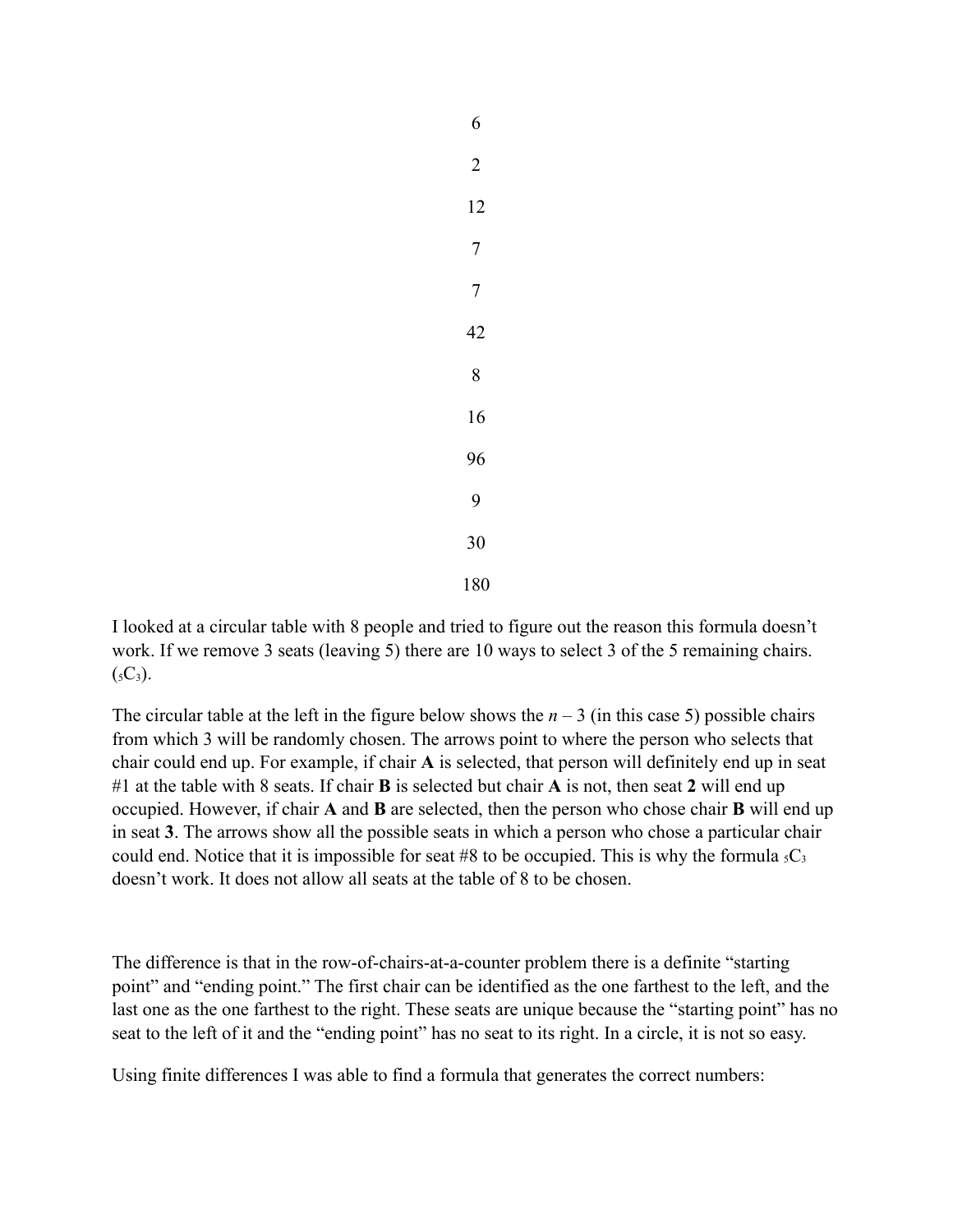6

2

12

7

7

42

8

16

96

9

30

180

I looked at a circular table with 8 people and tried to figure out the reason this formula doesn't work. If we remove 3 seats (leaving 5) there are 10 ways to select 3 of the 5 remaining chairs. (${}_5C_3$).

The circular table at the left in the figure below shows the $n - 3$ (in this case 5) possible chairs from which 3 will be randomly chosen. The arrows point to where the person who selects that chair could end up. For example, if chair **A** is selected, that person will definitely end up in seat #1 at the table with 8 seats. If chair **B** is selected but chair **A** is not, then seat **2** will end up occupied. However, if chair **A** and **B** are selected, then the person who chose chair **B** will end up in seat **3**. The arrows show all the possible seats in which a person who chose a particular chair could end. Notice that it is impossible for seat #8 to be occupied. This is why the formula ${}_5C_3$ doesn't work. It does not allow all seats at the table of 8 to be chosen.

The difference is that in the row-of-chairs-at-a-counter problem there is a definite "starting point" and "ending point." The first chair can be identified as the one farthest to the left, and the last one as the one farthest to the right. These seats are unique because the "starting point" has no seat to the left of it and the "ending point" has no seat to its right. In a circle, it is not so easy.

Using finite differences I was able to find a formula that generates the correct numbers: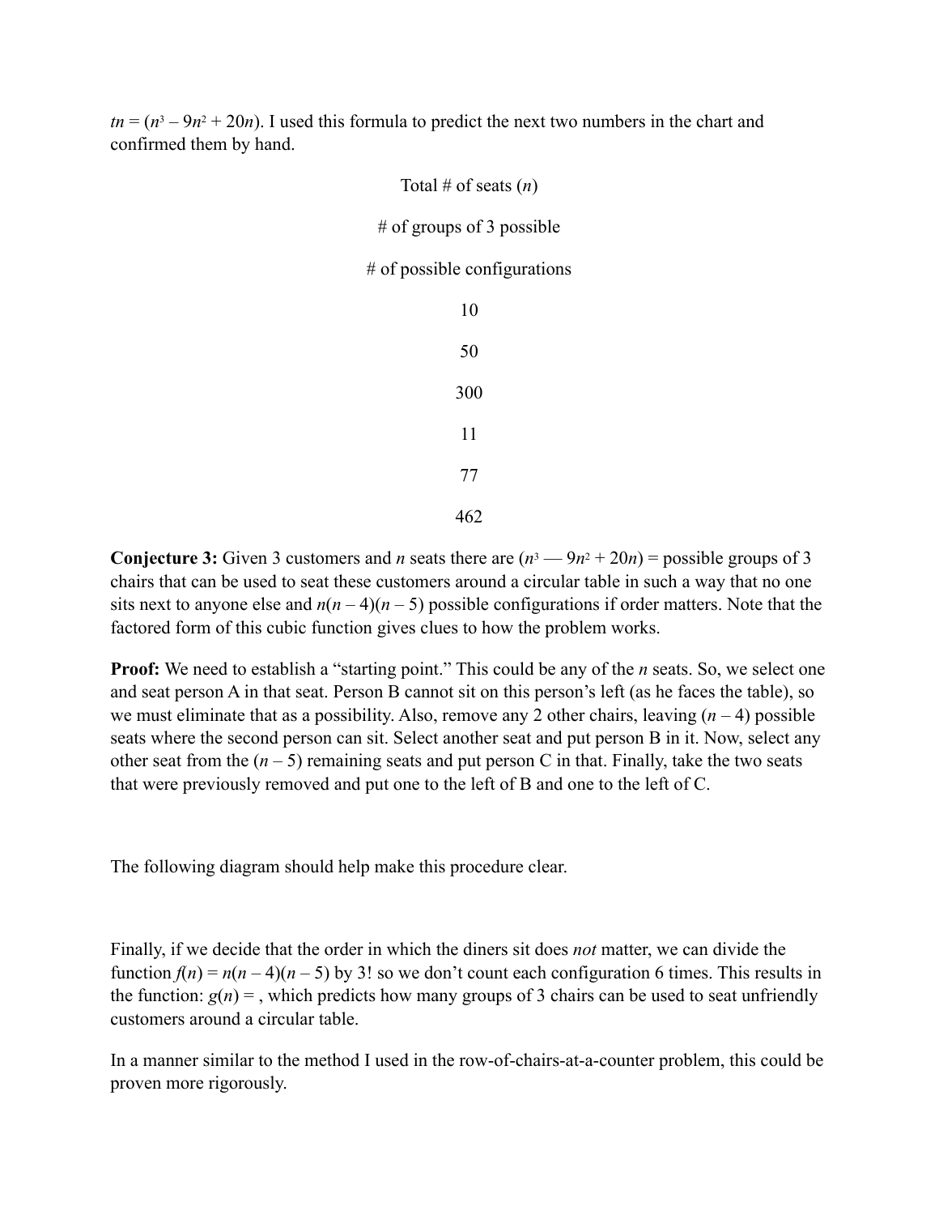$t_n = (n^3 - 9n^2 + 20n)$. I used this formula to predict the next two numbers in the chart and confirmed them by hand.

| Total # of seats ($n$) | # of groups of 3 possible | # of possible configurations |
|---|---|---|
| 10 | 50 | 300 |
| 11 | 77 | 462 |

**Conjecture 3:** Given 3 customers and $n$ seats there are $(n^3 - 9n^2 + 20n)$ = possible groups of 3 chairs that can be used to seat these customers around a circular table in such a way that no one sits next to anyone else and $n(n - 4)(n - 5)$ possible configurations if order matters. Note that the factored form of this cubic function gives clues to how the problem works.

**Proof:** We need to establish a "starting point." This could be any of the $n$ seats. So, we select one and seat person A in that seat. Person B cannot sit on this person's left (as he faces the table), so we must eliminate that as a possibility. Also, remove any 2 other chairs, leaving $(n - 4)$ possible seats where the second person can sit. Select another seat and put person B in it. Now, select any other seat from the $(n - 5)$ remaining seats and put person C in that. Finally, take the two seats that were previously removed and put one to the left of B and one to the left of C.

The following diagram should help make this procedure clear.

Finally, if we decide that the order in which the diners sit does *not* matter, we can divide the function $f(n) = n(n - 4)(n - 5)$ by 3! so we don't count each configuration 6 times. This results in the function: $g(n)$ = , which predicts how many groups of 3 chairs can be used to seat unfriendly customers around a circular table.

In a manner similar to the method I used in the row-of-chairs-at-a-counter problem, this could be proven more rigorously.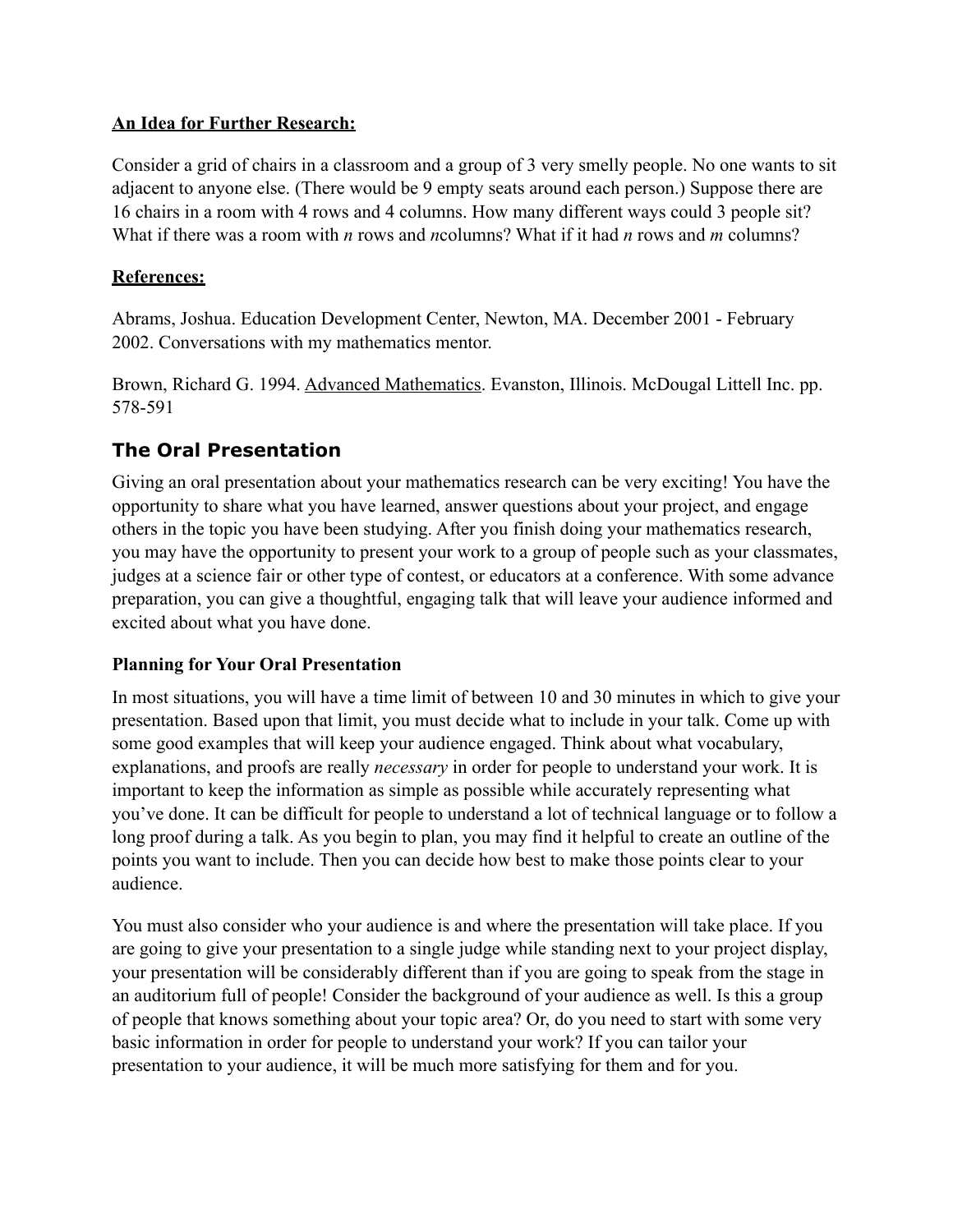**An Idea for Further Research:**

Consider a grid of chairs in a classroom and a group of 3 very smelly people. No one wants to sit adjacent to anyone else. (There would be 9 empty seats around each person.) Suppose there are 16 chairs in a room with 4 rows and 4 columns. How many different ways could 3 people sit? What if there was a room with $n$ rows and $n$columns? What if it had $n$ rows and $m$ columns?

**References:**

Abrams, Joshua. Education Development Center, Newton, MA. December 2001 - February 2002. Conversations with my mathematics mentor.

Brown, Richard G. 1994. Advanced Mathematics. Evanston, Illinois. McDougal Littell Inc. pp. 578-591

## The Oral Presentation

Giving an oral presentation about your mathematics research can be very exciting! You have the opportunity to share what you have learned, answer questions about your project, and engage others in the topic you have been studying. After you finish doing your mathematics research, you may have the opportunity to present your work to a group of people such as your classmates, judges at a science fair or other type of contest, or educators at a conference. With some advance preparation, you can give a thoughtful, engaging talk that will leave your audience informed and excited about what you have done.

### Planning for Your Oral Presentation

In most situations, you will have a time limit of between 10 and 30 minutes in which to give your presentation. Based upon that limit, you must decide what to include in your talk. Come up with some good examples that will keep your audience engaged. Think about what vocabulary, explanations, and proofs are really *necessary* in order for people to understand your work. It is important to keep the information as simple as possible while accurately representing what you've done. It can be difficult for people to understand a lot of technical language or to follow a long proof during a talk. As you begin to plan, you may find it helpful to create an outline of the points you want to include. Then you can decide how best to make those points clear to your audience.

You must also consider who your audience is and where the presentation will take place. If you are going to give your presentation to a single judge while standing next to your project display, your presentation will be considerably different than if you are going to speak from the stage in an auditorium full of people! Consider the background of your audience as well. Is this a group of people that knows something about your topic area? Or, do you need to start with some very basic information in order for people to understand your work? If you can tailor your presentation to your audience, it will be much more satisfying for them and for you.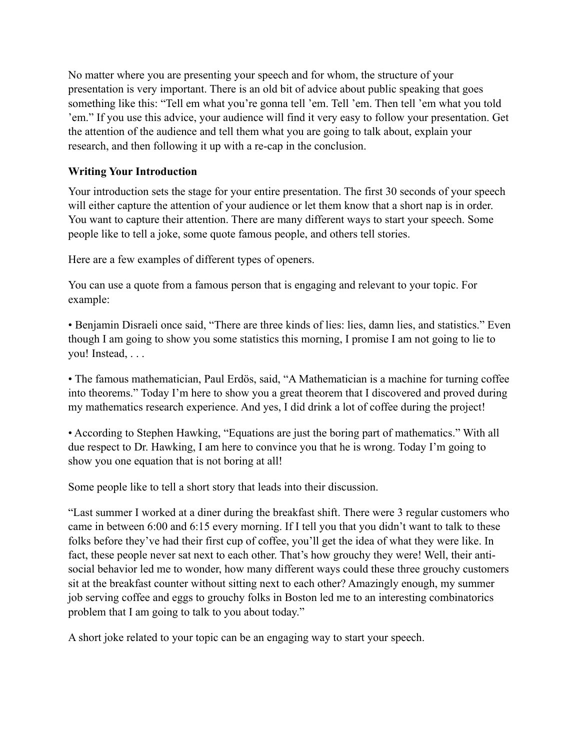No matter where you are presenting your speech and for whom, the structure of your presentation is very important. There is an old bit of advice about public speaking that goes something like this: "Tell em what you're gonna tell 'em. Tell 'em. Then tell 'em what you told 'em." If you use this advice, your audience will find it very easy to follow your presentation. Get the attention of the audience and tell them what you are going to talk about, explain your research, and then following it up with a re-cap in the conclusion.

**Writing Your Introduction**

Your introduction sets the stage for your entire presentation. The first 30 seconds of your speech will either capture the attention of your audience or let them know that a short nap is in order. You want to capture their attention. There are many different ways to start your speech. Some people like to tell a joke, some quote famous people, and others tell stories.

Here are a few examples of different types of openers.

You can use a quote from a famous person that is engaging and relevant to your topic. For example:

- Benjamin Disraeli once said, "There are three kinds of lies: lies, damn lies, and statistics." Even though I am going to show you some statistics this morning, I promise I am not going to lie to you! Instead, . . .

- The famous mathematician, Paul Erdös, said, "A Mathematician is a machine for turning coffee into theorems." Today I'm here to show you a great theorem that I discovered and proved during my mathematics research experience. And yes, I did drink a lot of coffee during the project!

- According to Stephen Hawking, "Equations are just the boring part of mathematics." With all due respect to Dr. Hawking, I am here to convince you that he is wrong. Today I'm going to show you one equation that is not boring at all!

Some people like to tell a short story that leads into their discussion.

"Last summer I worked at a diner during the breakfast shift. There were 3 regular customers who came in between 6:00 and 6:15 every morning. If I tell you that you didn't want to talk to these folks before they've had their first cup of coffee, you'll get the idea of what they were like. In fact, these people never sat next to each other. That's how grouchy they were! Well, their anti-social behavior led me to wonder, how many different ways could these three grouchy customers sit at the breakfast counter without sitting next to each other? Amazingly enough, my summer job serving coffee and eggs to grouchy folks in Boston led me to an interesting combinatorics problem that I am going to talk to you about today."

A short joke related to your topic can be an engaging way to start your speech.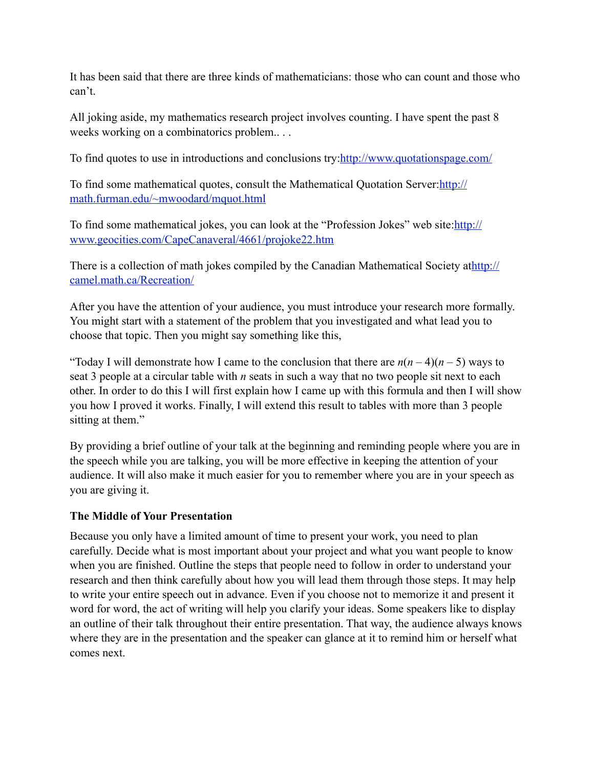It has been said that there are three kinds of mathematicians: those who can count and those who can't.

All joking aside, my mathematics research project involves counting. I have spent the past 8 weeks working on a combinatorics problem.. . .

To find quotes to use in introductions and conclusions try:[http://www.quotationspage.com/](http://www.quotationspage.com/)

To find some mathematical quotes, consult the Mathematical Quotation Server:[http://math.furman.edu/~mwoodard/mquot.html](http://math.furman.edu/~mwoodard/mquot.html)

To find some mathematical jokes, you can look at the "Profession Jokes" web site:[http://www.geocities.com/CapeCanaveral/4661/projoke22.htm](http://www.geocities.com/CapeCanaveral/4661/projoke22.htm)

There is a collection of math jokes compiled by the Canadian Mathematical Society at[http://camel.math.ca/Recreation/](http://camel.math.ca/Recreation/)

After you have the attention of your audience, you must introduce your research more formally. You might start with a statement of the problem that you investigated and what lead you to choose that topic. Then you might say something like this,

"Today I will demonstrate how I came to the conclusion that there are $n(n-4)(n-5)$ ways to seat 3 people at a circular table with $n$ seats in such a way that no two people sit next to each other. In order to do this I will first explain how I came up with this formula and then I will show you how I proved it works. Finally, I will extend this result to tables with more than 3 people sitting at them."

By providing a brief outline of your talk at the beginning and reminding people where you are in the speech while you are talking, you will be more effective in keeping the attention of your audience. It will also make it much easier for you to remember where you are in your speech as you are giving it.

### The Middle of Your Presentation

Because you only have a limited amount of time to present your work, you need to plan carefully. Decide what is most important about your project and what you want people to know when you are finished. Outline the steps that people need to follow in order to understand your research and then think carefully about how you will lead them through those steps. It may help to write your entire speech out in advance. Even if you choose not to memorize it and present it word for word, the act of writing will help you clarify your ideas. Some speakers like to display an outline of their talk throughout their entire presentation. That way, the audience always knows where they are in the presentation and the speaker can glance at it to remind him or herself what comes next.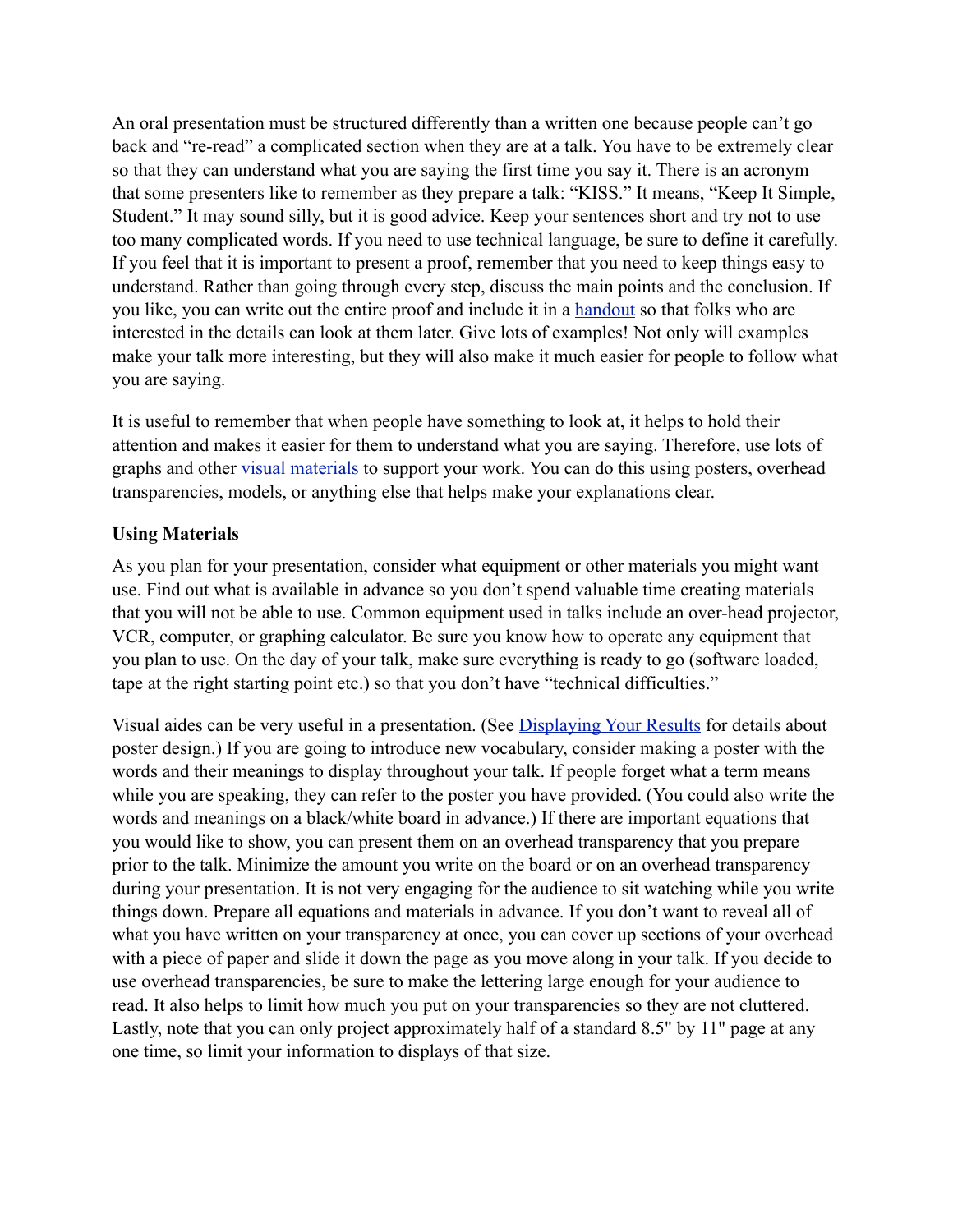An oral presentation must be structured differently than a written one because people can't go back and "re-read" a complicated section when they are at a talk. You have to be extremely clear so that they can understand what you are saying the first time you say it. There is an acronym that some presenters like to remember as they prepare a talk: "KISS." It means, "Keep It Simple, Student." It may sound silly, but it is good advice. Keep your sentences short and try not to use too many complicated words. If you need to use technical language, be sure to define it carefully. If you feel that it is important to present a proof, remember that you need to keep things easy to understand. Rather than going through every step, discuss the main points and the conclusion. If you like, you can write out the entire proof and include it in a handout so that folks who are interested in the details can look at them later. Give lots of examples! Not only will examples make your talk more interesting, but they will also make it much easier for people to follow what you are saying.

It is useful to remember that when people have something to look at, it helps to hold their attention and makes it easier for them to understand what you are saying. Therefore, use lots of graphs and other visual materials to support your work. You can do this using posters, overhead transparencies, models, or anything else that helps make your explanations clear.

**Using Materials**

As you plan for your presentation, consider what equipment or other materials you might want use. Find out what is available in advance so you don't spend valuable time creating materials that you will not be able to use. Common equipment used in talks include an over-head projector, VCR, computer, or graphing calculator. Be sure you know how to operate any equipment that you plan to use. On the day of your talk, make sure everything is ready to go (software loaded, tape at the right starting point etc.) so that you don't have "technical difficulties."

Visual aides can be very useful in a presentation. (See Displaying Your Results for details about poster design.) If you are going to introduce new vocabulary, consider making a poster with the words and their meanings to display throughout your talk. If people forget what a term means while you are speaking, they can refer to the poster you have provided. (You could also write the words and meanings on a black/white board in advance.) If there are important equations that you would like to show, you can present them on an overhead transparency that you prepare prior to the talk. Minimize the amount you write on the board or on an overhead transparency during your presentation. It is not very engaging for the audience to sit watching while you write things down. Prepare all equations and materials in advance. If you don't want to reveal all of what you have written on your transparency at once, you can cover up sections of your overhead with a piece of paper and slide it down the page as you move along in your talk. If you decide to use overhead transparencies, be sure to make the lettering large enough for your audience to read. It also helps to limit how much you put on your transparencies so they are not cluttered. Lastly, note that you can only project approximately half of a standard 8.5" by 11" page at any one time, so limit your information to displays of that size.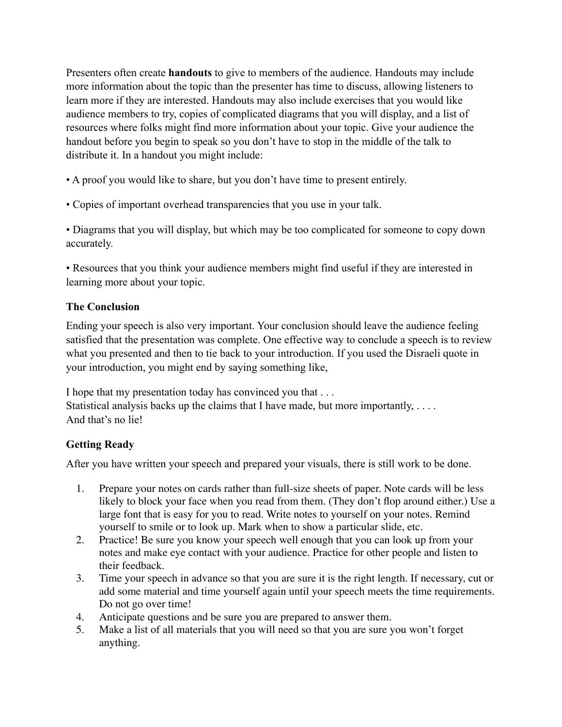Presenters often create **handouts** to give to members of the audience. Handouts may include more information about the topic than the presenter has time to discuss, allowing listeners to learn more if they are interested. Handouts may also include exercises that you would like audience members to try, copies of complicated diagrams that you will display, and a list of resources where folks might find more information about your topic. Give your audience the handout before you begin to speak so you don't have to stop in the middle of the talk to distribute it. In a handout you might include:

- A proof you would like to share, but you don't have time to present entirely.

- Copies of important overhead transparencies that you use in your talk.

- Diagrams that you will display, but which may be too complicated for someone to copy down accurately.

- Resources that you think your audience members might find useful if they are interested in learning more about your topic.

### The Conclusion

Ending your speech is also very important. Your conclusion should leave the audience feeling satisfied that the presentation was complete. One effective way to conclude a speech is to review what you presented and then to tie back to your introduction. If you used the Disraeli quote in your introduction, you might end by saying something like,

I hope that my presentation today has convinced you that . . .
Statistical analysis backs up the claims that I have made, but more importantly, . . . .
And that's no lie!

### Getting Ready

After you have written your speech and prepared your visuals, there is still work to be done.

1. Prepare your notes on cards rather than full-size sheets of paper. Note cards will be less likely to block your face when you read from them. (They don't flop around either.) Use a large font that is easy for you to read. Write notes to yourself on your notes. Remind yourself to smile or to look up. Mark when to show a particular slide, etc.
2. Practice! Be sure you know your speech well enough that you can look up from your notes and make eye contact with your audience. Practice for other people and listen to their feedback.
3. Time your speech in advance so that you are sure it is the right length. If necessary, cut or add some material and time yourself again until your speech meets the time requirements. Do not go over time!
4. Anticipate questions and be sure you are prepared to answer them.
5. Make a list of all materials that you will need so that you are sure you won't forget anything.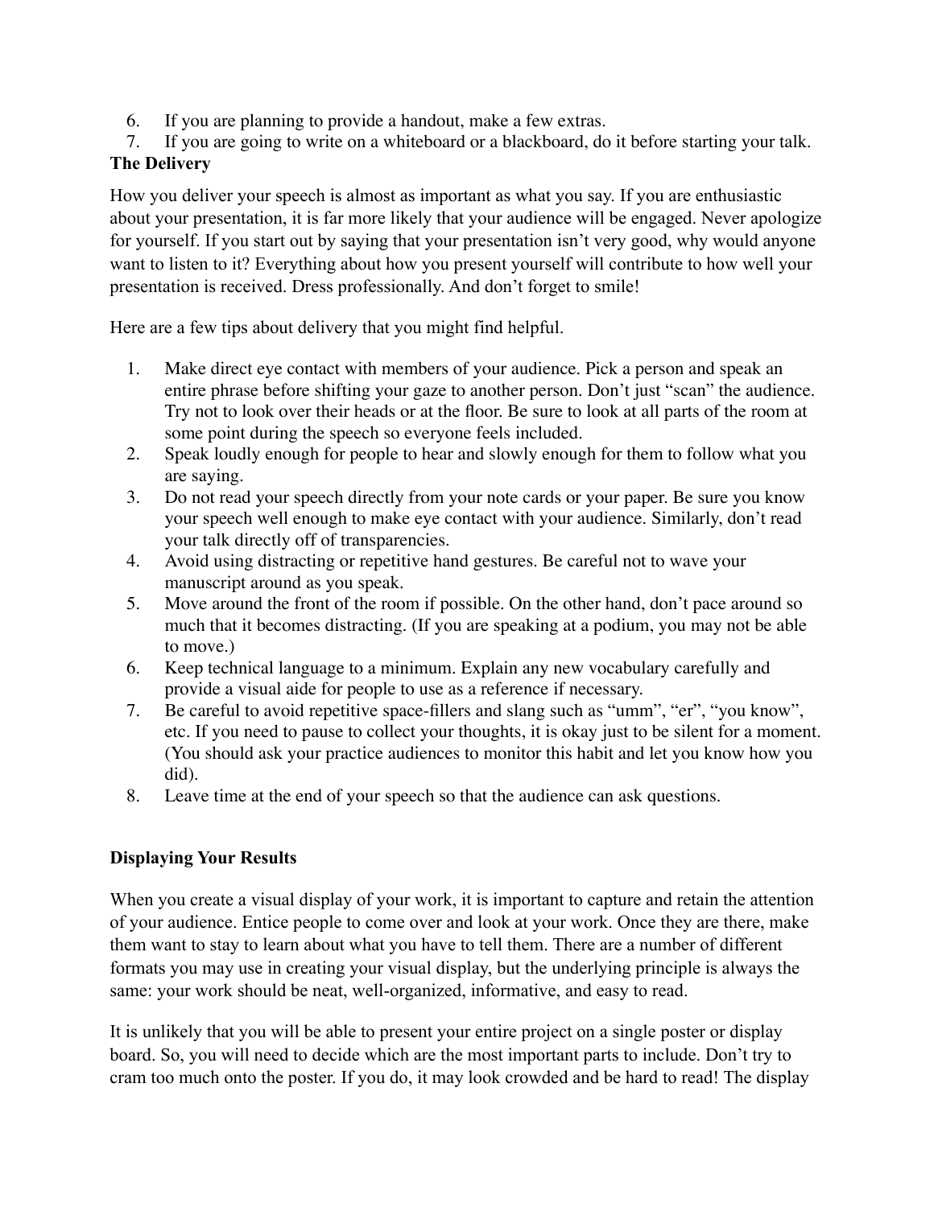6. If you are planning to provide a handout, make a few extras.
7. If you are going to write on a whiteboard or a blackboard, do it before starting your talk.

**The Delivery**

How you deliver your speech is almost as important as what you say. If you are enthusiastic about your presentation, it is far more likely that your audience will be engaged. Never apologize for yourself. If you start out by saying that your presentation isn't very good, why would anyone want to listen to it? Everything about how you present yourself will contribute to how well your presentation is received. Dress professionally. And don't forget to smile!

Here are a few tips about delivery that you might find helpful.

1. Make direct eye contact with members of your audience. Pick a person and speak an entire phrase before shifting your gaze to another person. Don't just "scan" the audience. Try not to look over their heads or at the floor. Be sure to look at all parts of the room at some point during the speech so everyone feels included.
2. Speak loudly enough for people to hear and slowly enough for them to follow what you are saying.
3. Do not read your speech directly from your note cards or your paper. Be sure you know your speech well enough to make eye contact with your audience. Similarly, don't read your talk directly off of transparencies.
4. Avoid using distracting or repetitive hand gestures. Be careful not to wave your manuscript around as you speak.
5. Move around the front of the room if possible. On the other hand, don't pace around so much that it becomes distracting. (If you are speaking at a podium, you may not be able to move.)
6. Keep technical language to a minimum. Explain any new vocabulary carefully and provide a visual aide for people to use as a reference if necessary.
7. Be careful to avoid repetitive space-fillers and slang such as "umm", "er", "you know", etc. If you need to pause to collect your thoughts, it is okay just to be silent for a moment. (You should ask your practice audiences to monitor this habit and let you know how you did).
8. Leave time at the end of your speech so that the audience can ask questions.

**Displaying Your Results**

When you create a visual display of your work, it is important to capture and retain the attention of your audience. Entice people to come over and look at your work. Once they are there, make them want to stay to learn about what you have to tell them. There are a number of different formats you may use in creating your visual display, but the underlying principle is always the same: your work should be neat, well-organized, informative, and easy to read.

It is unlikely that you will be able to present your entire project on a single poster or display board. So, you will need to decide which are the most important parts to include. Don't try to cram too much onto the poster. If you do, it may look crowded and be hard to read! The display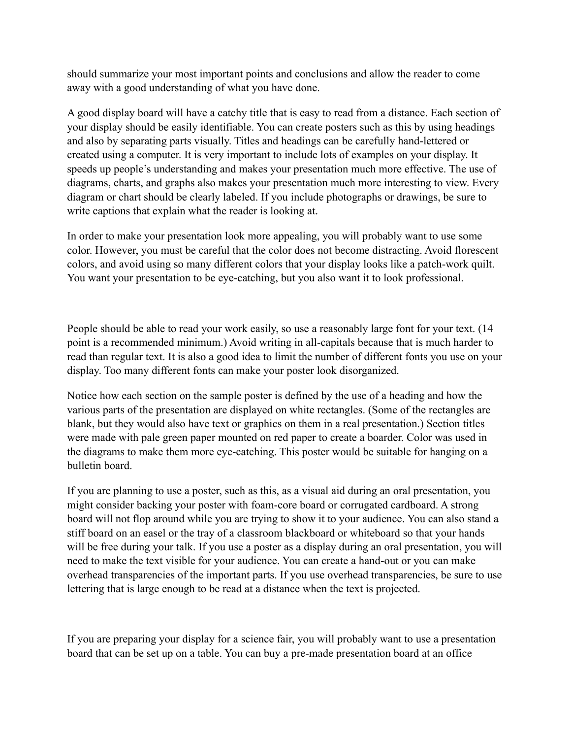should summarize your most important points and conclusions and allow the reader to come away with a good understanding of what you have done.

A good display board will have a catchy title that is easy to read from a distance. Each section of your display should be easily identifiable. You can create posters such as this by using headings and also by separating parts visually. Titles and headings can be carefully hand-lettered or created using a computer. It is very important to include lots of examples on your display. It speeds up people's understanding and makes your presentation much more effective. The use of diagrams, charts, and graphs also makes your presentation much more interesting to view. Every diagram or chart should be clearly labeled. If you include photographs or drawings, be sure to write captions that explain what the reader is looking at.

In order to make your presentation look more appealing, you will probably want to use some color. However, you must be careful that the color does not become distracting. Avoid florescent colors, and avoid using so many different colors that your display looks like a patch-work quilt. You want your presentation to be eye-catching, but you also want it to look professional.

People should be able to read your work easily, so use a reasonably large font for your text. (14 point is a recommended minimum.) Avoid writing in all-capitals because that is much harder to read than regular text. It is also a good idea to limit the number of different fonts you use on your display. Too many different fonts can make your poster look disorganized.

Notice how each section on the sample poster is defined by the use of a heading and how the various parts of the presentation are displayed on white rectangles. (Some of the rectangles are blank, but they would also have text or graphics on them in a real presentation.) Section titles were made with pale green paper mounted on red paper to create a boarder. Color was used in the diagrams to make them more eye-catching. This poster would be suitable for hanging on a bulletin board.

If you are planning to use a poster, such as this, as a visual aid during an oral presentation, you might consider backing your poster with foam-core board or corrugated cardboard. A strong board will not flop around while you are trying to show it to your audience. You can also stand a stiff board on an easel or the tray of a classroom blackboard or whiteboard so that your hands will be free during your talk. If you use a poster as a display during an oral presentation, you will need to make the text visible for your audience. You can create a hand-out or you can make overhead transparencies of the important parts. If you use overhead transparencies, be sure to use lettering that is large enough to be read at a distance when the text is projected.

If you are preparing your display for a science fair, you will probably want to use a presentation board that can be set up on a table. You can buy a pre-made presentation board at an office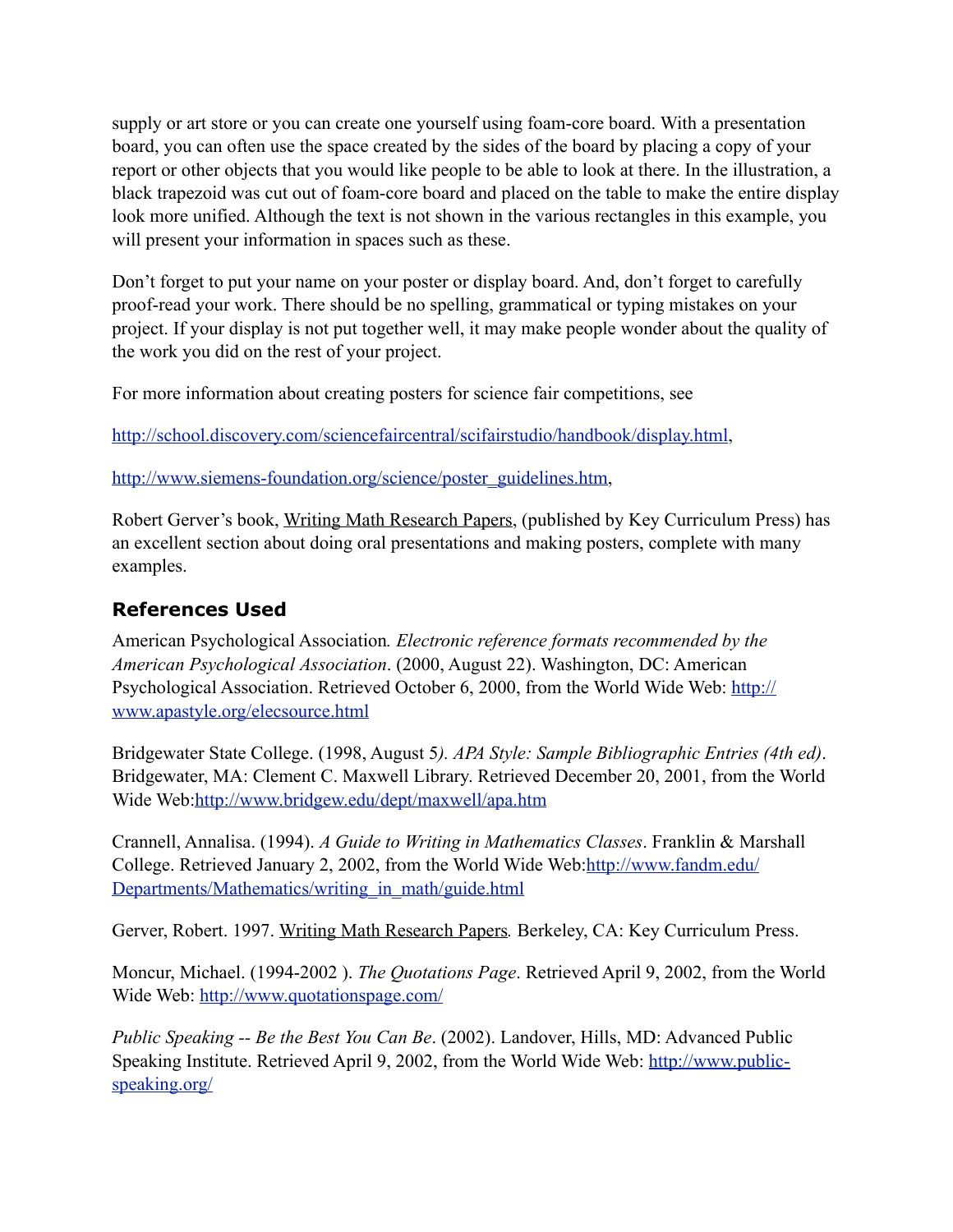supply or art store or you can create one yourself using foam-core board. With a presentation board, you can often use the space created by the sides of the board by placing a copy of your report or other objects that you would like people to be able to look at there. In the illustration, a black trapezoid was cut out of foam-core board and placed on the table to make the entire display look more unified. Although the text is not shown in the various rectangles in this example, you will present your information in spaces such as these.

Don't forget to put your name on your poster or display board. And, don't forget to carefully proof-read your work. There should be no spelling, grammatical or typing mistakes on your project. If your display is not put together well, it may make people wonder about the quality of the work you did on the rest of your project.

For more information about creating posters for science fair competitions, see

http://school.discovery.com/sciencefaircentral/scifairstudio/handbook/display.html,

http://www.siemens-foundation.org/science/poster_guidelines.htm,

Robert Gerver's book, Writing Math Research Papers, (published by Key Curriculum Press) has an excellent section about doing oral presentations and making posters, complete with many examples.

## References Used

American Psychological Association. *Electronic reference formats recommended by the American Psychological Association*. (2000, August 22). Washington, DC: American Psychological Association. Retrieved October 6, 2000, from the World Wide Web: http://www.apastyle.org/elecsource.html

Bridgewater State College. (1998, August 5*). APA Style: Sample Bibliographic Entries (4th ed)*. Bridgewater, MA: Clement C. Maxwell Library. Retrieved December 20, 2001, from the World Wide Web:http://www.bridgew.edu/dept/maxwell/apa.htm

Crannell, Annalisa. (1994). *A Guide to Writing in Mathematics Classes*. Franklin & Marshall College. Retrieved January 2, 2002, from the World Wide Web:http://www.fandm.edu/Departments/Mathematics/writing_in_math/guide.html

Gerver, Robert. 1997. Writing Math Research Papers*.* Berkeley, CA: Key Curriculum Press.

Moncur, Michael. (1994-2002 ). *The Quotations Page*. Retrieved April 9, 2002, from the World Wide Web: http://www.quotationspage.com/

*Public Speaking -- Be the Best You Can Be*. (2002). Landover, Hills, MD: Advanced Public Speaking Institute. Retrieved April 9, 2002, from the World Wide Web: http://www.public-speaking.org/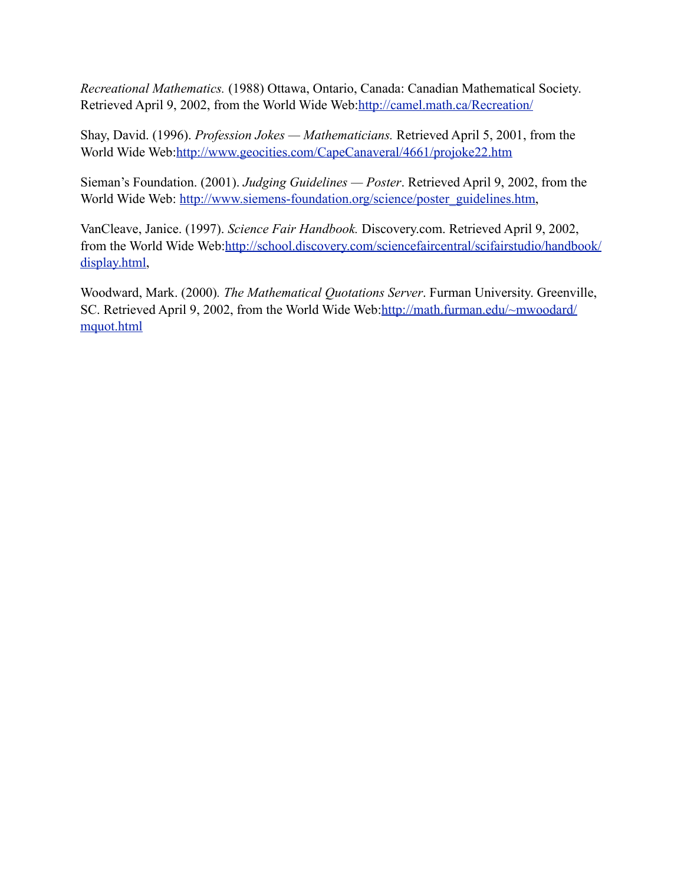*Recreational Mathematics.* (1988) Ottawa, Ontario, Canada: Canadian Mathematical Society. Retrieved April 9, 2002, from the World Wide Web:http://camel.math.ca/Recreation/

Shay, David. (1996). *Profession Jokes — Mathematicians.* Retrieved April 5, 2001, from the World Wide Web:http://www.geocities.com/CapeCanaveral/4661/projoke22.htm

Sieman's Foundation. (2001). *Judging Guidelines — Poster*. Retrieved April 9, 2002, from the World Wide Web: http://www.siemens-foundation.org/science/poster_guidelines.htm,

VanCleave, Janice. (1997). *Science Fair Handbook.* Discovery.com. Retrieved April 9, 2002, from the World Wide Web:http://school.discovery.com/sciencefaircentral/scifairstudio/handbook/display.html,

Woodward, Mark. (2000). *The Mathematical Quotations Server*. Furman University. Greenville, SC. Retrieved April 9, 2002, from the World Wide Web:http://math.furman.edu/~mwoodard/mquot.html